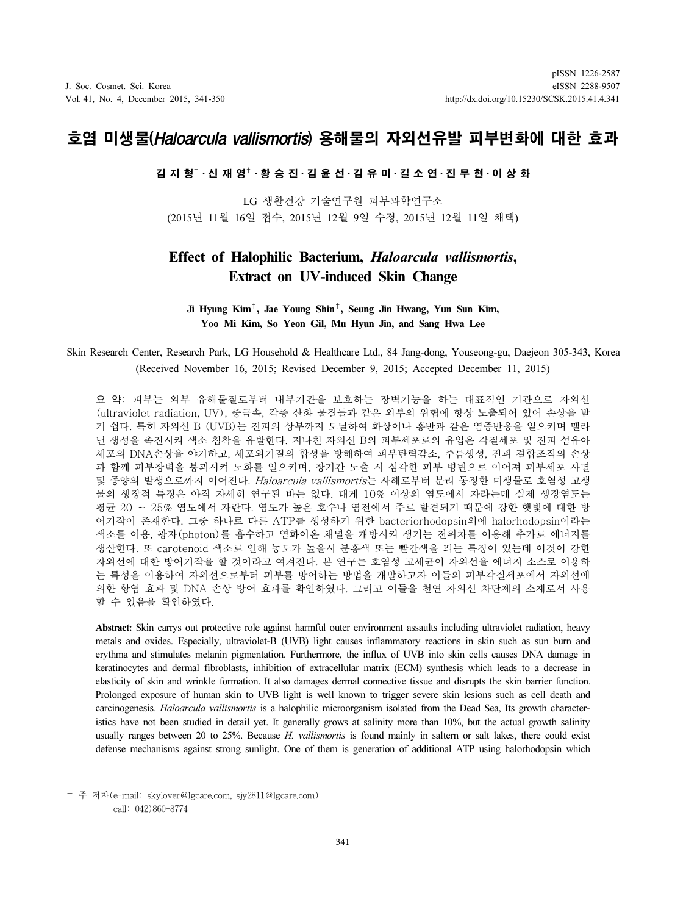# 호염 미생물(*Haloarcula vallismortis*) 용해물의 자외선유발 피부변화에 대한 효과

**김 지 형[†] · 신 재 영[†] · 황 승 진 · 김 윤 선 · 김 유 미 · 길 소 연 · 진 무 현 · 이 상 화**

LG 생활건강 기술연구원 피부과학연구소
(2015년 11월 16일 접수, 2015년 12월 9일 수정, 2015년 12월 11일 채택)

# Effect of Halophilic Bacterium, *Haloarcula vallismortis*, Extract on UV-induced Skin Change

**Ji Hyung Kim[†], Jae Young Shin[†], Seung Jin Hwang, Yun Sun Kim, Yoo Mi Kim, So Yeon Gil, Mu Hyun Jin, and Sang Hwa Lee**

Skin Research Center, Research Park, LG Household & Healthcare Ltd., 84 Jang-dong, Youseong-gu, Daejeon 305-343, Korea
(Received November 16, 2015; Revised December 9, 2015; Accepted December 11, 2015)

요 약: 피부는 외부 유해물질로부터 내부기관을 보호하는 장벽기능을 하는 대표적인 기관으로 자외선(ultraviolet radiation, UV), 중금속, 각종 산화 물질들과 같은 외부의 위협에 항상 노출되어 있어 손상을 받기 쉽다. 특히 자외선 B (UVB)는 진피의 상부까지 도달하여 화상이나 홍반과 같은 염증반응을 일으키며 멜라닌 생성을 촉진시켜 색소 침착을 유발한다. 지나친 자외선 B의 피부세포로의 유입은 각질세포 및 진피 섬유아세포의 DNA손상을 야기하고, 세포외기질의 합성을 방해하여 피부탄력감소, 주름생성, 진피 결합조직의 손상과 함께 피부장벽을 붕괴시켜 노화를 일으키며, 장기간 노출 시 심각한 피부 병변으로 이어져 피부세포 사멸 및 종양의 발생으로까지 이어진다. *Haloarcula vallismortis*는 사해로부터 분리 동정한 미생물로 호염성 고생물의 생장적 특징은 아직 자세히 연구된 바는 없다. 대게 10% 이상의 염도에서 자라는데 실제 생장염도는 평균 20 ~ 25% 염도에서 자란다. 염도가 높은 호수나 염전에서 주로 발견되기 때문에 강한 햇빛에 대한 방어기작이 존재한다. 그중 하나로 다른 ATP를 생성하기 위한 bacteriorhodopsin외에 halorhodopsin이라는 색소를 이용, 광자(photon)를 흡수하고 염화이온 채널을 개방시켜 생기는 전위차를 이용해 추가로 에너지를 생산한다. 또 carotenoid 색소로 인해 농도가 높을시 분홍색 또는 빨간색을 띄는 특징이 있는데 이것이 강한 자외선에 대한 방어기작을 할 것이라고 여겨진다. 본 연구는 호염성 고세균이 자외선을 에너지 소스로 이용하는 특성을 이용하여 자외선으로부터 피부를 방어하는 방법을 개발하고자 이들의 피부각질세포에서 자외선에 의한 항염 효과 및 DNA 손상 방어 효과를 확인하였다. 그리고 이들을 천연 자외선 차단제의 소재로서 사용할 수 있음을 확인하였다.

**Abstract:** Skin carrys out protective role against harmful outer environment assaults including ultraviolet radiation, heavy metals and oxides. Especially, ultraviolet-B (UVB) light causes inflammatory reactions in skin such as sun burn and erythma and stimulates melanin pigmentation. Furthermore, the influx of UVB into skin cells causes DNA damage in keratinocytes and dermal fibroblasts, inhibition of extracellular matrix (ECM) synthesis which leads to a decrease in elasticity of skin and wrinkle formation. It also damages dermal connective tissue and disrupts the skin barrier function. Prolonged exposure of human skin to UVB light is well known to trigger severe skin lesions such as cell death and carcinogenesis. *Haloarcula vallismortis* is a halophilic microorganism isolated from the Dead Sea, Its growth characteristics have not been studied in detail yet. It generally grows at salinity more than 10%, but the actual growth salinity usually ranges between 20 to 25%. Because *H. vallismortis* is found mainly in saltern or salt lakes, there could exist defense mechanisms against strong sunlight. One of them is generation of additional ATP using halorhodopsin which

---

† 주 저자(e-mail: skylover@lgcare.com, sjy2811@lgcare.com)
call: 042)860-8774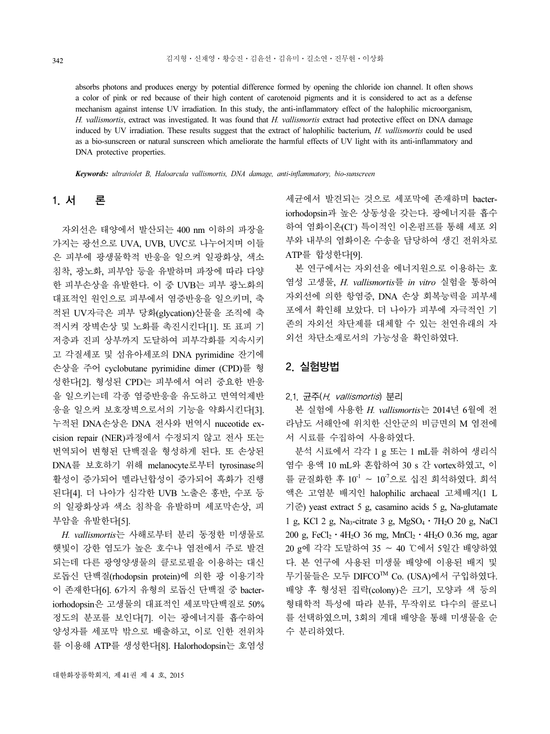absorbs photons and produces energy by potential difference formed by opening the chloride ion channel. It often shows a color of pink or red because of their high content of carotenoid pigments and it is considered to act as a defense mechanism against intense UV irradiation. In this study, the anti-inflammatory effect of the halophilic microorganism, *H. vallismortis*, extract was investigated. It was found that *H. vallismortis* extract had protective effect on DNA damage induced by UV irradiation. These results suggest that the extract of halophilic bacterium, *H. vallismortis* could be used as a bio-sunscreen or natural sunscreen which ameliorate the harmful effects of UV light with its anti-inflammatory and DNA protective properties.

***Keywords:*** *ultraviolet B, Haloarcula vallismortis, DNA damage, anti-inflammatory, bio-sunscreen*

## 1. 서 론

자외선은 태양에서 발산되는 400 nm 이하의 파장을 가지는 광선으로 UVA, UVB, UVC로 나누어지며 이들은 피부에 광생물학적 반응을 일으켜 일광화상, 색소침착, 광노화, 피부암 등을 유발하며 파장에 따라 다양한 피부손상을 유발한다. 이 중 UVB는 피부 광노화의 대표적인 원인으로 피부에서 염증반응을 일으키며, 축적된 UV자극은 피부 당화(glycation)산물을 조직에 축적시켜 장벽손상 및 노화를 촉진시킨다[1]. 또 표피 기저층과 진피 상부까지 도달하여 피부각화를 지속시키고 각질세포 및 섬유아세포의 DNA pyrimidine 잔기에 손상을 주어 cyclobutane pyrimidine dimer (CPD)를 형성한다[2]. 형성된 CPD는 피부에서 여러 중요한 반응을 일으키는데 각종 염증반응을 유도하고 면역억제반응을 일으켜 보호장벽으로서의 기능을 약화시킨다[3]. 누적된 DNA손상은 DNA 전사와 번역시 nuceotide excision repair (NER)과정에서 수정되지 않고 전사 또는 번역되어 변형된 단백질을 형성하게 된다. 또 손상된 DNA를 보호하기 위해 melanocyte로부터 tyrosinase의 활성이 증가되어 멜라닌합성이 증가되어 흑화가 진행된다[4]. 더 나아가 심각한 UVB 노출은 홍반, 수포 등의 일광화상과 색소 침착을 유발하며 세포막손상, 피부암을 유발한다[5].

*H. vallismortis*는 사해로부터 분리 동정한 미생물로 햇빛이 강한 염도가 높은 호수나 염전에서 주로 발견되는데 다른 광영양생물의 클로로필을 이용하는 대신 로돕신 단백질(rhodopsin protein)에 의한 광 이용기작이 존재한다[6]. 6가지 유형의 로돕신 단백질 중 bacteriorhodopsin은 고생물의 대표적인 세포막단백질로 50% 정도의 분포를 보인다[7]. 이는 광에너지를 흡수하여 양성자를 세포막 밖으로 배출하고, 이로 인한 전위차를 이용해 ATP를 생성한다[8]. Halorhodopsin는 호염성 세균에서 발견되는 것으로 세포막에 존재하며 bacteriorhodopsin과 높은 상동성을 갖는다. 광에너지를 흡수하여 염화이온($Cl^-$) 특이적인 이온펌프를 통해 세포 외부와 내부의 염화이온 수송을 담당하여 생긴 전위차로 ATP를 합성한다[9].

본 연구에서는 자외선을 에너지원으로 이용하는 호염성 고생물, *H. vallismortis*를 *in vitro* 실험을 통하여 자외선에 의한 항염증, DNA 손상 회복능력을 피부세포에서 확인해 보았다. 더 나아가 피부에 자극적인 기존의 자외선 차단제를 대체할 수 있는 천연유래의 자외선 차단소재로서의 가능성을 확인하였다.

## 2. 실험방법

### 2.1. 균주(*H. vallismortis*) 분리

본 실험에 사용한 *H. vallismortis*는 2014년 6월에 전라남도 서해안에 위치한 신안군의 비금면의 M 염전에서 시료를 수집하여 사용하였다.

분석 시료에서 각각 1 g 또는 1 mL를 취하여 생리식염수 용액 10 mL와 혼합하여 30 s 간 vortex하였고, 이를 균질화한 후 $10^{-1}$ ~ $10^{-7}$으로 십진 희석하였다. 희석액은 고염분 배지인 halophilic archaeal 고체배지(1 L 기준) yeast extract 5 g, casamino acids 5 g, Na-glutamate 1 g, KCl 2 g, $Na_3$-citrate 3 g, $MgSO_4 \cdot 7H_2O$ 20 g, NaCl 200 g, $FeCl_2 \cdot 4H_2O$ 36 mg, $MnCl_2 \cdot 4H_2O$ 0.36 mg, agar 20 g에 각각 도말하여 35 ~ 40 ℃에서 5일간 배양하였다. 본 연구에 사용된 미생물 배양에 이용된 배지 및 무기물들은 모두 DIFCO$^{TM}$ Co. (USA)에서 구입하였다. 배양 후 형성된 집락(colony)은 크기, 모양과 색 등의 형태학적 특성에 따라 분류, 무작위로 다수의 콜로니를 선택하였으며, 3회의 계대 배양을 통해 미생물을 순수 분리하였다.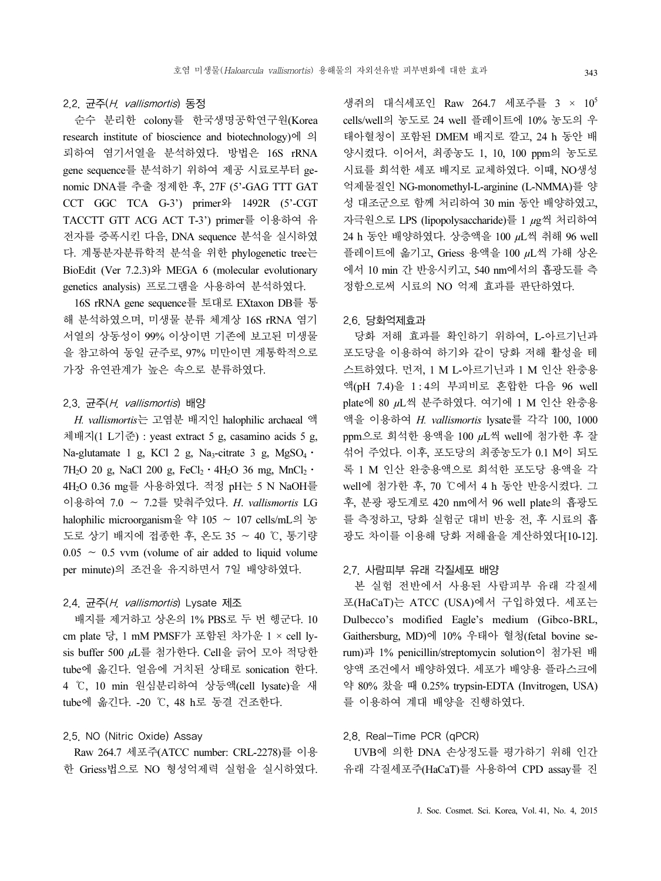## 2.2. 균주(*H. vallismortis*) 동정

순수 분리한 colony를 한국생명공학연구원(Korea research institute of bioscience and biotechnology)에 의뢰하여 염기서열을 분석하였다. 방법은 16S rRNA gene sequence를 분석하기 위하여 제공 시료로부터 genomic DNA를 추출 정제한 후, 27F (5'-GAG TTT GAT CCT GGC TCA G-3') primer와 1492R (5'-CGT TACCTT GTT ACG ACT T-3') primer를 이용하여 유전자를 증폭시킨 다음, DNA sequence 분석을 실시하였다. 계통분자분류학적 분석을 위한 phylogenetic tree는 BioEdit (Ver 7.2.3)와 MEGA 6 (molecular evolutionary genetics analysis) 프로그램을 사용하여 분석하였다.

16S rRNA gene sequence를 토대로 EXtaxon DB를 통해 분석하였으며, 미생물 분류 체계상 16S rRNA 염기서열의 상동성이 99% 이상이면 기존에 보고된 미생물을 참고하여 동일 균주로, 97% 미만이면 계통학적으로 가장 유연관계가 높은 속으로 분류하였다.

## 2.3. 균주(*H. vallismortis*) 배양

*H. vallismortis*는 고염분 배지인 halophilic archaeal 액체배지(1 L기준) : yeast extract 5 g, casamino acids 5 g, Na-glutamate 1 g, KCl 2 g, $Na_3$-citrate 3 g, $MgSO_4 \cdot 7H_2O$ 20 g, NaCl 200 g, $FeCl_2 \cdot 4H_2O$ 36 mg, $MnCl_2 \cdot 4H_2O$ 0.36 mg를 사용하였다. 적정 pH는 5 N NaOH를 이용하여 7.0 ~ 7.2를 맞춰주었다. *H. vallismortis* LG halophilic microorganism을 약 105 ~ 107 cells/mL의 농도로 상기 배지에 접종한 후, 온도 35 ~ 40 ℃, 통기량 0.05 ~ 0.5 vvm (volume of air added to liquid volume per minute)의 조건을 유지하면서 7일 배양하였다.

## 2.4. 균주(*H. vallismortis*) Lysate 제조

배지를 제거하고 상온의 1% PBS로 두 번 헹군다. 10 cm plate 당, 1 mM PMSF가 포함된 차가운 1 × cell lysis buffer 500 μL를 첨가한다. Cell을 긁어 모아 적당한 tube에 옮긴다. 얼음에 거치된 상태로 sonication 한다. 4 ℃, 10 min 원심분리하여 상등액(cell lysate)을 새 tube에 옮긴다. -20 ℃, 48 h로 동결 건조한다.

## 2.5. NO (Nitric Oxide) Assay

Raw 264.7 세포주(ATCC number: CRL-2278)를 이용한 Griess법으로 NO 형성억제력 실험을 실시하였다. 생쥐의 대식세포인 Raw 264.7 세포주를 $3 \times 10^5$ cells/well의 농도로 24 well 플레이트에 10% 농도의 우태아혈청이 포함된 DMEM 배지로 깔고, 24 h 동안 배양시켰다. 이어서, 최종농도 1, 10, 100 ppm의 농도로 시료를 희석한 세포 배지로 교체하였다. 이때, NO생성 억제물질인 NG-monomethyl-L-arginine (L-NMMA)를 양성 대조군으로 함께 처리하여 30 min 동안 배양하였고, 자극원으로 LPS (lipopolysaccharide)를 1 μg씩 처리하여 24 h 동안 배양하였다. 상층액을 100 μL씩 취해 96 well 플레이트에 옮기고, Griess 용액을 100 μL씩 가해 상온에서 10 min 간 반응시키고, 540 nm에서의 흡광도를 측정함으로써 시료의 NO 억제 효과를 판단하였다.

## 2.6. 당화억제효과

당화 저해 효과를 확인하기 위하여, L-아르기닌과 포도당을 이용하여 하기와 같이 당화 저해 활성을 테스트하였다. 먼저, 1 M L-아르기닌과 1 M 인산 완충용액(pH 7.4)을 1 : 4의 부피비로 혼합한 다음 96 well plate에 80 μL씩 분주하였다. 여기에 1 M 인산 완충용액을 이용하여 *H. vallismortis* lysate를 각각 100, 1000 ppm으로 희석한 용액을 100 μL씩 well에 첨가한 후 잘 섞어 주었다. 이후, 포도당의 최종농도가 0.1 M이 되도록 1 M 인산 완충용액으로 희석한 포도당 용액을 각 well에 첨가한 후, 70 ℃에서 4 h 동안 반응시켰다. 그 후, 분광 광도계로 420 nm에서 96 well plate의 흡광도를 측정하고, 당화 실험군 대비 반응 전, 후 시료의 흡광도 차이를 이용해 당화 저해율을 계산하였다[10-12].

## 2.7. 사람피부 유래 각질세포 배양

본 실험 전반에서 사용된 사람피부 유래 각질세포(HaCaT)는 ATCC (USA)에서 구입하였다. 세포는 Dulbecco's modified Eagle's medium (Gibco-BRL, Gaithersburg, MD)에 10% 우태아 혈청(fetal bovine serum)과 1% penicillin/streptomycin solution이 첨가된 배양액 조건에서 배양하였다. 세포가 배양용 플라스크에 약 80% 찼을 때 0.25% trypsin-EDTA (Invitrogen, USA)를 이용하여 계대 배양을 진행하였다.

## 2.8. Real-Time PCR (qPCR)

UVB에 의한 DNA 손상정도를 평가하기 위해 인간 유래 각질세포주(HaCaT)를 사용하여 CPD assay를 진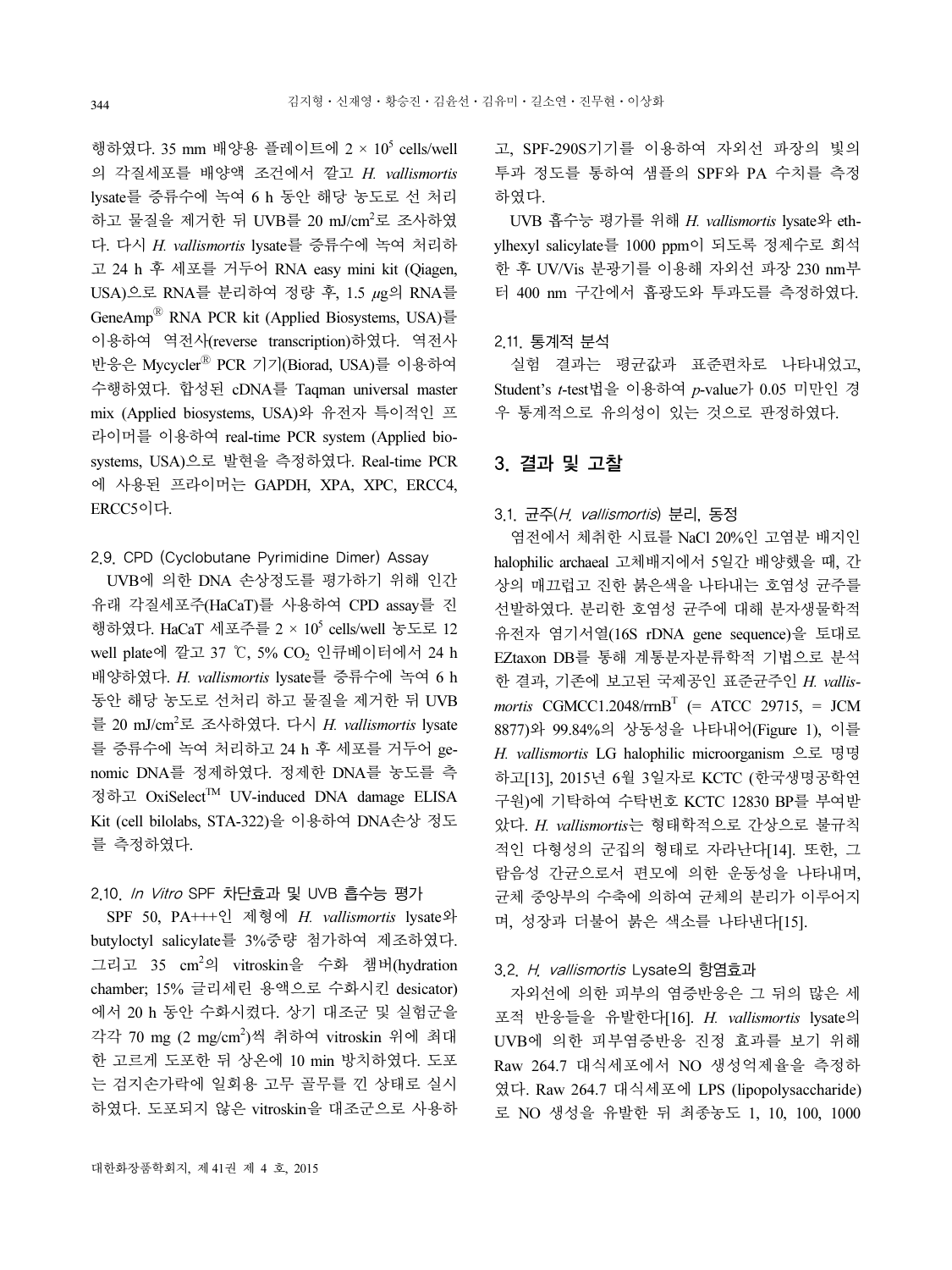행하였다. 35 mm 배양용 플레이트에 $2 \times 10^5$ cells/well의 각질세포를 배양액 조건에서 깔고 *H. vallismortis* lysate를 증류수에 녹여 6 h 동안 해당 농도로 선 처리하고 물질을 제거한 뒤 UVB를 20 mJ/cm$^2$로 조사하였다. 다시 *H. vallismortis* lysate를 증류수에 녹여 처리하고 24 h 후 세포를 거두어 RNA easy mini kit (Qiagen, USA)으로 RNA를 분리하여 정량 후, 1.5 $\mu$g의 RNA를 GeneAmp® RNA PCR kit (Applied Biosystems, USA)를 이용하여 역전사(reverse transcription)하였다. 역전사 반응은 Mycycler® PCR 기기(Biorad, USA)를 이용하여 수행하였다. 합성된 cDNA를 Taqman universal master mix (Applied biosystems, USA)와 유전자 특이적인 프라이머를 이용하여 real-time PCR system (Applied biosystems, USA)으로 발현을 측정하였다. Real-time PCR에 사용된 프라이머는 GAPDH, XPA, XPC, ERCC4, ERCC5이다.

### 2.9. CPD (Cyclobutane Pyrimidine Dimer) Assay

UVB에 의한 DNA 손상정도를 평가하기 위해 인간 유래 각질세포주(HaCaT)를 사용하여 CPD assay를 진행하였다. HaCaT 세포주를 $2 \times 10^5$ cells/well 농도로 12 well plate에 깔고 37 ℃, 5% $CO_2$ 인큐베이터에서 24 h 배양하였다. *H. vallismortis* lysate를 증류수에 녹여 6 h 동안 해당 농도로 선처리 하고 물질을 제거한 뒤 UVB를 20 mJ/cm$^2$로 조사하였다. 다시 *H. vallismortis* lysate를 증류수에 녹여 처리하고 24 h 후 세포를 거두어 genomic DNA를 정제하였다. 정제한 DNA를 농도를 측정하고 OxiSelect™ UV-induced DNA damage ELISA Kit (cell bilolabs, STA-322)을 이용하여 DNA손상 정도를 측정하였다.

### 2.10. *In Vitro* SPF 차단효과 및 UVB 흡수능 평가

SPF 50, PA+++인 제형에 *H. vallismortis* lysate와 butyloctyl salicylate를 3%중량 첨가하여 제조하였다. 그리고 35 cm$^2$의 vitroskin을 수화 챔버(hydration chamber; 15% 글리세린 용액으로 수화시킨 desicator)에서 20 h 동안 수화시켰다. 상기 대조군 및 실험군을 각각 70 mg (2 mg/cm$^2$)씩 취하여 vitroskin 위에 최대한 고르게 도포한 뒤 상온에 10 min 방치하였다. 도포는 검지손가락에 일회용 고무 골무를 낀 상태로 실시하였다. 도포되지 않은 vitroskin을 대조군으로 사용하고, SPF-290S기기를 이용하여 자외선 파장의 빛의 투과 정도를 통하여 샘플의 SPF와 PA 수치를 측정하였다.

UVB 흡수능 평가를 위해 *H. vallismortis* lysate와 ethylhexyl salicylate를 1000 ppm이 되도록 정제수로 희석한 후 UV/Vis 분광기를 이용해 자외선 파장 230 nm부터 400 nm 구간에서 흡광도와 투과도를 측정하였다.

### 2.11. 통계적 분석

실험 결과는 평균값과 표준편차로 나타내었고, Student's *t*-test법을 이용하여 *p*-value가 0.05 미만인 경우 통계적으로 유의성이 있는 것으로 판정하였다.

## 3. 결과 및 고찰

### 3.1. 균주(*H. vallismortis*) 분리, 동정

염전에서 채취한 시료를 NaCl 20%인 고염분 배지인 halophilic archaeal 고체배지에서 5일간 배양했을 때, 간상의 매끄럽고 진한 붉은색을 나타내는 호염성 균주를 선발하였다. 분리한 호염성 균주에 대해 분자생물학적 유전자 염기서열(16S rDNA gene sequence)을 토대로 EZtaxon DB를 통해 계통분자분류학적 기법으로 분석한 결과, 기존에 보고된 국제공인 표준균주인 *H. vallismortis* CGMCC1.2048/rrnB$^T$ (= ATCC 29715, = JCM 8877)와 99.84%의 상동성을 나타내어(Figure 1), 이를 *H. vallismortis* LG halophilic microorganism 으로 명명하고[13], 2015년 6월 3일자로 KCTC (한국생명공학연구원)에 기탁하여 수탁번호 KCTC 12830 BP를 부여받았다. *H. vallismortis*는 형태학적으로 간상으로 불규칙적인 다형성의 군집의 형태로 자라난다[14]. 또한, 그람음성 간균으로서 편모에 의한 운동성을 나타내며, 균체 중앙부의 수축에 의하여 균체의 분리가 이루어지며, 성장과 더불어 붉은 색소를 나타낸다[15].

### 3.2. *H. vallismortis* Lysate의 항염효과

자외선에 의한 피부의 염증반응은 그 뒤의 많은 세포적 반응들을 유발한다[16]. *H. vallismortis* lysate의 UVB에 의한 피부염증반응 진정 효과를 보기 위해 Raw 264.7 대식세포에서 NO 생성억제율을 측정하였다. Raw 264.7 대식세포에 LPS (lipopolysaccharide)로 NO 생성을 유발한 뒤 최종농도 1, 10, 100, 1000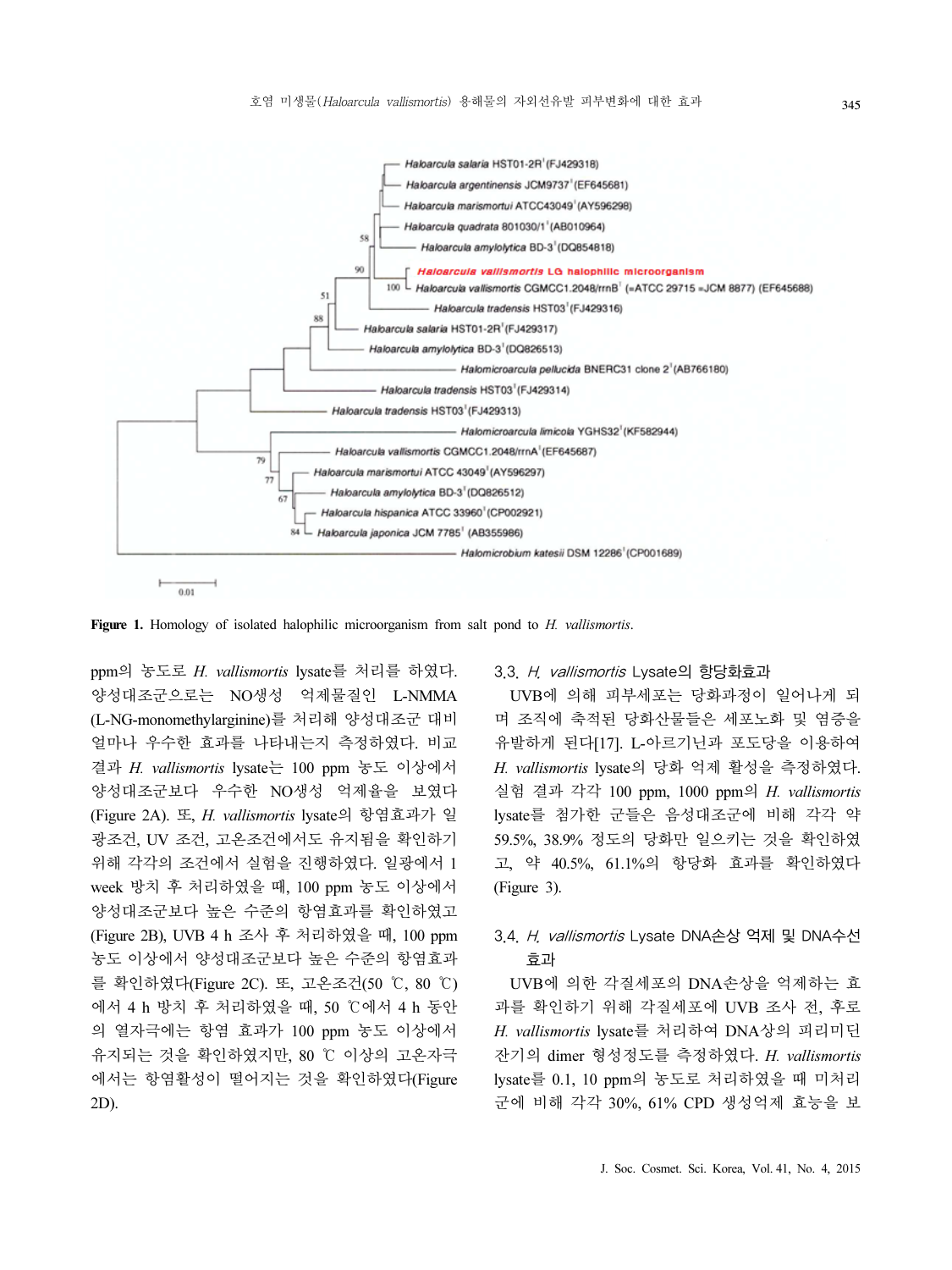**Figure 1.** Homology of isolated halophilic microorganism from salt pond to *H. vallismortis*.

ppm의 농도로 *H. vallismortis* lysate를 처리를 하였다. 양성대조군으로는 NO생성 억제물질인 L-NMMA (L-NG-monomethylarginine)를 처리해 양성대조군 대비 얼마나 우수한 효과를 나타내는지 측정하였다. 비교 결과 *H. vallismortis* lysate는 100 ppm 농도 이상에서 양성대조군보다 우수한 NO생성 억제율을 보였다 (Figure 2A). 또, *H. vallismortis* lysate의 항염효과가 일광조건, UV 조건, 고온조건에서도 유지됨을 확인하기 위해 각각의 조건에서 실험을 진행하였다. 일광에서 1 week 방치 후 처리하였을 때, 100 ppm 농도 이상에서 양성대조군보다 높은 수준의 항염효과를 확인하였고 (Figure 2B), UVB 4 h 조사 후 처리하였을 때, 100 ppm 농도 이상에서 양성대조군보다 높은 수준의 항염효과를 확인하였다(Figure 2C). 또, 고온조건(50 ℃, 80 ℃)에서 4 h 방치 후 처리하였을 때, 50 ℃에서 4 h 동안의 열자극에는 항염 효과가 100 ppm 농도 이상에서 유지되는 것을 확인하였지만, 80 ℃ 이상의 고온자극에서는 항염활성이 떨어지는 것을 확인하였다(Figure 2D).

### 3.3. *H. vallismortis* Lysate의 항당화효과

UVB에 의해 피부세포는 당화과정이 일어나게 되며 조직에 축적된 당화산물들은 세포노화 및 염증을 유발하게 된다[17]. L-아르기닌과 포도당을 이용하여 *H. vallismortis* lysate의 당화 억제 활성을 측정하였다. 실험 결과 각각 100 ppm, 1000 ppm의 *H. vallismortis* lysate를 첨가한 군들은 음성대조군에 비해 각각 약 59.5%, 38.9% 정도의 당화만 일으키는 것을 확인하였고, 약 40.5%, 61.1%의 항당화 효과를 확인하였다 (Figure 3).

### 3.4. *H. vallismortis* Lysate DNA손상 억제 및 DNA수선 효과

UVB에 의한 각질세포의 DNA손상을 억제하는 효과를 확인하기 위해 각질세포에 UVB 조사 전, 후로 *H. vallismortis* lysate를 처리하여 DNA상의 피리미딘 잔기의 dimer 형성정도를 측정하였다. *H. vallismortis* lysate를 0.1, 10 ppm의 농도로 처리하였을 때 미처리군에 비해 각각 30%, 61% CPD 생성억제 효능을 보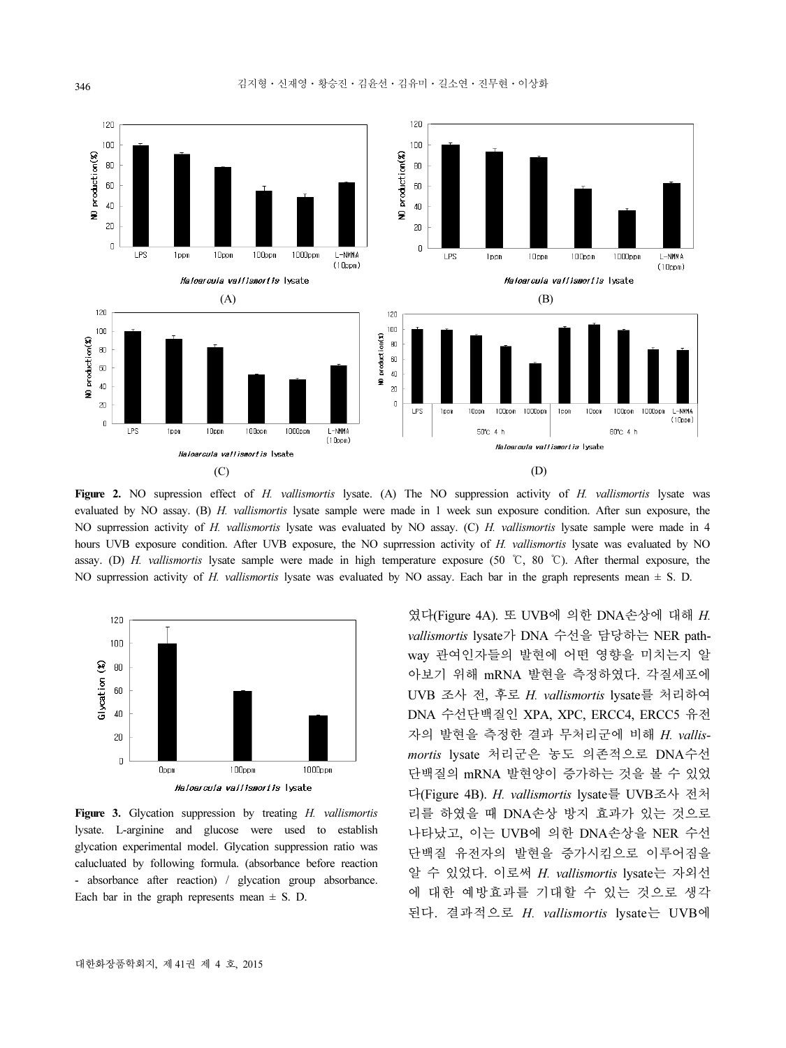**Figure 2.** NO supression effect of *H. vallismortis* lysate. (A) The NO suppression activity of *H. vallismortis* lysate was evaluated by NO assay. (B) *H. vallismortis* lysate sample were made in 1 week sun exposure condition. After sun exposure, the NO suprression activity of *H. vallismortis* lysate was evaluated by NO assay. (C) *H. vallismortis* lysate sample were made in 4 hours UVB exposure condition. After UVB exposure, the NO suprression activity of *H. vallismortis* lysate was evaluated by NO assay. (D) *H. vallismortis* lysate sample were made in high temperature exposure (50 ℃, 80 ℃). After thermal exposure, the NO suprression activity of *H. vallismortis* lysate was evaluated by NO assay. Each bar in the graph represents mean ± S. D.

**Figure 3.** Glycation suppression by treating *H. vallismortis* lysate. L-arginine and glucose were used to establish glycation experimental model. Glycation suppression ratio was caluculated by following formula. (absorbance before reaction - absorbance after reaction) / glycation group absorbance. Each bar in the graph represents mean ± S. D.

였다(Figure 4A). 또 UVB에 의한 DNA손상에 대해 *H. vallismortis* lysate가 DNA 수선을 담당하는 NER pathway 관여인자들의 발현에 어떤 영향을 미치는지 알아보기 위해 mRNA 발현을 측정하였다. 각질세포에 UVB 조사 전, 후로 *H. vallismortis* lysate를 처리하여 DNA 수선단백질인 XPA, XPC, ERCC4, ERCC5 유전자의 발현을 측정한 결과 무처리군에 비해 *H. vallismortis* lysate 처리군은 농도 의존적으로 DNA수선단백질의 mRNA 발현양이 증가하는 것을 볼 수 있었다(Figure 4B). *H. vallismortis* lysate를 UVB조사 전처리를 하였을 때 DNA손상 방지 효과가 있는 것으로 나타났고, 이는 UVB에 의한 DNA손상을 NER 수선단백질 유전자의 발현을 증가시킴으로 이루어짐을 알 수 있었다. 이로써 *H. vallismortis* lysate는 자외선에 대한 예방효과를 기대할 수 있는 것으로 생각된다. 결과적으로 *H. vallismortis* lysate는 UVB에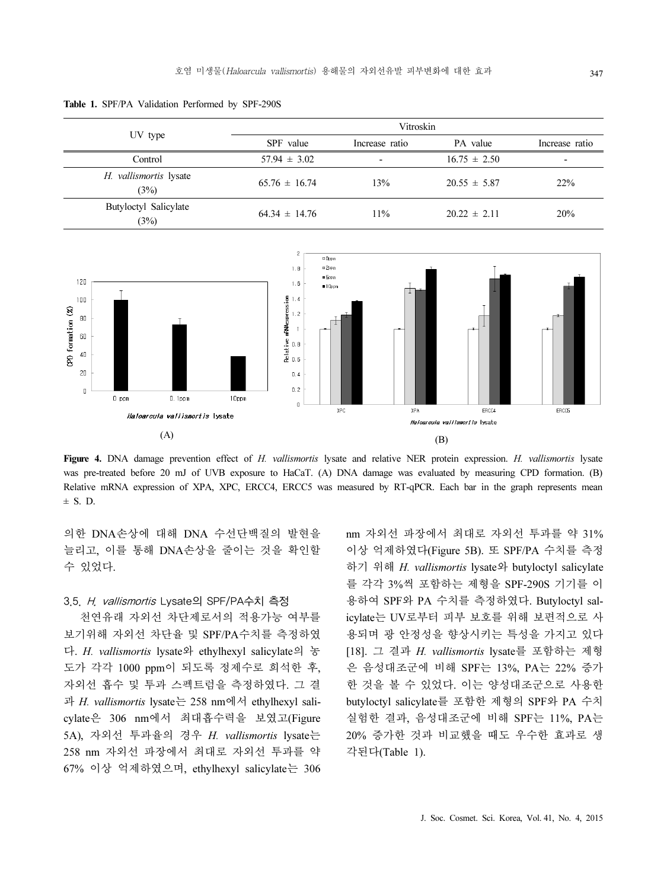**Table 1.** SPF/PA Validation Performed by SPF-290S

| UV type | Vitroskin | | | |
|---|---|---|---|---|
| | SPF value | Increase ratio | PA value | Increase ratio |
| Control | 57.94 ± 3.02 | - | 16.75 ± 2.50 | - |
| *H. vallismortis* lysate (3%) | 65.76 ± 16.74 | 13% | 20.55 ± 5.87 | 22% |
| Butyloctyl Salicylate (3%) | 64.34 ± 14.76 | 11% | 20.22 ± 2.11 | 20% |

**Figure 4.** DNA damage prevention effect of *H. vallismortis* lysate and relative NER protein expression. *H. vallismortis* lysate was pre-treated before 20 mJ of UVB exposure to HaCaT. (A) DNA damage was evaluated by measuring CPD formation. (B) Relative mRNA expression of XPA, XPC, ERCC4, ERCC5 was measured by RT-qPCR. Each bar in the graph represents mean ± S. D.

의한 DNA손상에 대해 DNA 수선단백질의 발현을 늘리고, 이를 통해 DNA손상을 줄이는 것을 확인할 수 있었다.

### 3.5. *H. vallismortis* Lysate의 SPF/PA수치 측정

천연유래 자외선 차단제로서의 적용가능 여부를 보기위해 자외선 차단율 및 SPF/PA수치를 측정하였다. *H. vallismortis* lysate와 ethylhexyl salicylate의 농도가 각각 1000 ppm이 되도록 정제수로 희석한 후, 자외선 흡수 및 투과 스펙트럼을 측정하였다. 그 결과 *H. vallismortis* lysate는 258 nm에서 ethylhexyl salicylate은 306 nm에서 최대흡수력을 보였고(Figure 5A), 자외선 투과율의 경우 *H. vallismortis* lysate는 258 nm 자외선 파장에서 최대로 자외선 투과를 약 67% 이상 억제하였으며, ethylhexyl salicylate는 306 nm 자외선 파장에서 최대로 자외선 투과를 약 31% 이상 억제하였다(Figure 5B). 또 SPF/PA 수치를 측정하기 위해 *H. vallismortis* lysate와 butyloctyl salicylate를 각각 3%씩 포함하는 제형을 SPF-290S 기기를 이용하여 SPF와 PA 수치를 측정하였다. Butyloctyl salicylate는 UV로부터 피부 보호를 위해 보편적으로 사용되며 광 안정성을 향상시키는 특성을 가지고 있다 [18]. 그 결과 *H. vallismortis* lysate를 포함하는 제형은 음성대조군에 비해 SPF는 13%, PA는 22% 증가한 것을 볼 수 있었다. 이는 양성대조군으로 사용한 butyloctyl salicylate를 포함한 제형의 SPF와 PA 수치 실험한 결과, 음성대조군에 비해 SPF는 11%, PA는 20% 증가한 것과 비교했을 때도 우수한 효과로 생각된다(Table 1).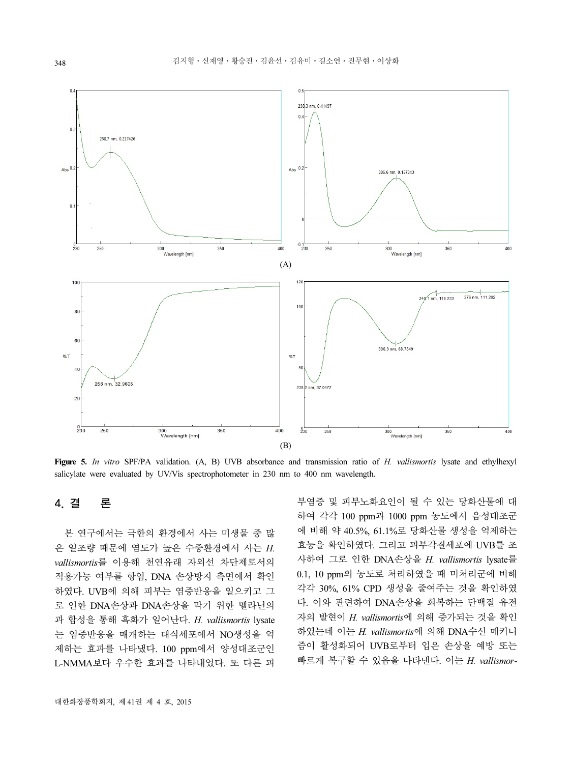**Figure 5.** *In vitro* SPF/PA validation. (A, B) UVB absorbance and transmission ratio of *H. vallismortis* lysate and ethylhexyl salicylate were evaluated by UV/Vis spectrophotometer in 230 nm to 400 nm wavelength.

## 4. 결　　론

본 연구에서는 극한의 환경에서 사는 미생물 중 많은 일조량 때문에 염도가 높은 수중환경에서 사는 *H. vallismortis*를 이용해 천연유래 자외선 차단제로서의 적용가능 여부를 항염, DNA 손상방지 측면에서 확인하였다. UVB에 의해 피부는 염증반응을 일으키고 그로 인한 DNA손상과 DNA손상을 막기 위한 멜라닌의 과 합성을 통해 흑화가 일어난다. *H. vallismortis* lysate는 염증반응을 매개하는 대식세포에서 NO생성을 억제하는 효과를 나타냈다. 100 ppm에서 양성대조군인 L-NMMA보다 우수한 효과를 나타내었다. 또 다른 피부염증 및 피부노화요인이 될 수 있는 당화산물에 대하여 각각 100 ppm과 1000 ppm 농도에서 음성대조군에 비해 약 40.5%, 61.1%로 당화산물 생성을 억제하는 효능을 확인하였다. 그리고 피부각질세포에 UVB를 조사하여 그로 인한 DNA손상을 *H. vallismortis* lysate를 0.1, 10 ppm의 농도로 처리하였을 때 미처리군에 비해 각각 30%, 61% CPD 생성을 줄여주는 것을 확인하였다. 이와 관련하여 DNA손상을 회복하는 단백질 유전자의 발현이 *H. vallismortis*에 의해 증가되는 것을 확인하였는데 이는 *H. vallismortis*에 의해 DNA수선 메커니즘이 활성화되어 UVB로부터 입은 손상을 예방 또는 빠르게 복구할 수 있음을 나타낸다. 이는 *H. vallismor-*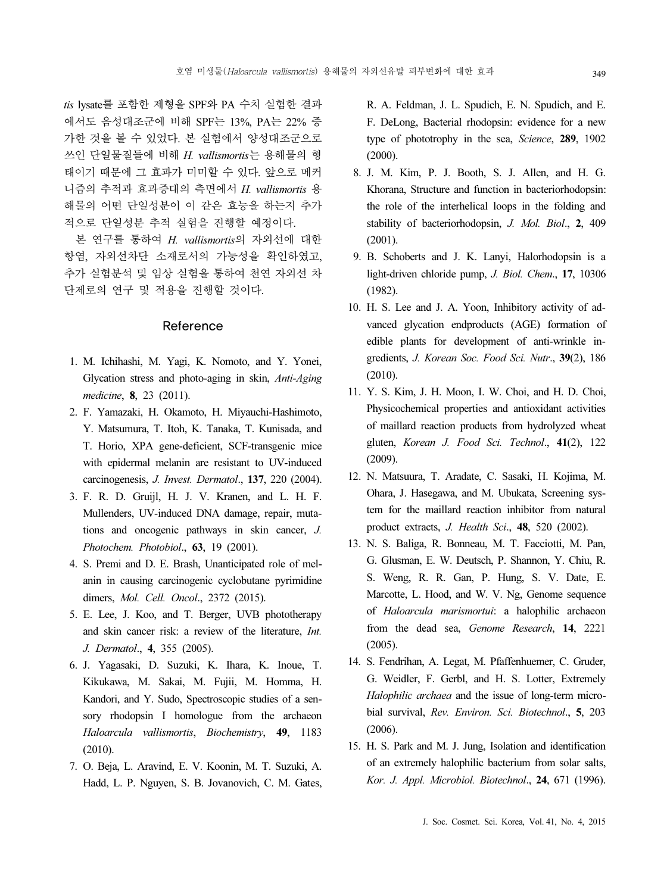*tis* lysate를 포함한 제형을 SPF와 PA 수치 실험한 결과에서도 음성대조군에 비해 SPF는 13%, PA는 22% 증가한 것을 볼 수 있었다. 본 실험에서 양성대조군으로 쓰인 단일물질들에 비해 *H. vallismortis*는 용해물의 형태이기 때문에 그 효과가 미미할 수 있다. 앞으로 메커니즘의 추적과 효과증대의 측면에서 *H. vallismortis* 용해물의 어떤 단일성분이 이 같은 효능을 하는지 추가적으로 단일성분 추적 실험을 진행할 예정이다.

본 연구를 통하여 *H. vallismortis*의 자외선에 대한 항염, 자외선차단 소재로서의 가능성을 확인하였고, 추가 실험분석 및 임상 실험을 통하여 천연 자외선 차단제로의 연구 및 적용을 진행할 것이다.

## Reference

1. M. Ichihashi, M. Yagi, K. Nomoto, and Y. Yonei, Glycation stress and photo-aging in skin, *Anti-Aging medicine*, **8**, 23 (2011).
2. F. Yamazaki, H. Okamoto, H. Miyauchi-Hashimoto, Y. Matsumura, T. Itoh, K. Tanaka, T. Kunisada, and T. Horio, XPA gene-deficient, SCF-transgenic mice with epidermal melanin are resistant to UV-induced carcinogenesis, *J. Invest. Dermatol*., **137**, 220 (2004).
3. F. R. D. Gruijl, H. J. V. Kranen, and L. H. F. Mullenders, UV-induced DNA damage, repair, mutations and oncogenic pathways in skin cancer, *J. Photochem. Photobiol*., **63**, 19 (2001).
4. S. Premi and D. E. Brash, Unanticipated role of melanin in causing carcinogenic cyclobutane pyrimidine dimers, *Mol. Cell. Oncol*., 2372 (2015).
5. E. Lee, J. Koo, and T. Berger, UVB phototherapy and skin cancer risk: a review of the literature, *Int. J. Dermatol*., **4**, 355 (2005).
6. J. Yagasaki, D. Suzuki, K. Ihara, K. Inoue, T. Kikukawa, M. Sakai, M. Fujii, M. Homma, H. Kandori, and Y. Sudo, Spectroscopic studies of a sensory rhodopsin I homologue from the archaeon *Haloarcula vallismortis*, *Biochemistry*, **49**, 1183 (2010).
7. O. Beja, L. Aravind, E. V. Koonin, M. T. Suzuki, A. Hadd, L. P. Nguyen, S. B. Jovanovich, C. M. Gates, R. A. Feldman, J. L. Spudich, E. N. Spudich, and E. F. DeLong, Bacterial rhodopsin: evidence for a new type of phototrophy in the sea, *Science*, **289**, 1902 (2000).
8. J. M. Kim, P. J. Booth, S. J. Allen, and H. G. Khorana, Structure and function in bacteriorhodopsin: the role of the interhelical loops in the folding and stability of bacteriorhodopsin, *J. Mol. Biol*., **2**, 409 (2001).
9. B. Schoberts and J. K. Lanyi, Halorhodopsin is a light-driven chloride pump, *J. Biol. Chem*., **17**, 10306 (1982).
10. H. S. Lee and J. A. Yoon, Inhibitory activity of advanced glycation endproducts (AGE) formation of edible plants for development of anti-wrinkle ingredients, *J. Korean Soc. Food Sci. Nutr*., **39**(2), 186 (2010).
11. Y. S. Kim, J. H. Moon, I. W. Choi, and H. D. Choi, Physicochemical properties and antioxidant activities of maillard reaction products from hydrolyzed wheat gluten, *Korean J. Food Sci. Technol*., **41**(2), 122 (2009).
12. N. Matsuura, T. Aradate, C. Sasaki, H. Kojima, M. Ohara, J. Hasegawa, and M. Ubukata, Screening system for the maillard reaction inhibitor from natural product extracts, *J. Health Sci*., **48**, 520 (2002).
13. N. S. Baliga, R. Bonneau, M. T. Facciotti, M. Pan, G. Glusman, E. W. Deutsch, P. Shannon, Y. Chiu, R. S. Weng, R. R. Gan, P. Hung, S. V. Date, E. Marcotte, L. Hood, and W. V. Ng, Genome sequence of *Haloarcula marismortui*: a halophilic archaeon from the dead sea, *Genome Research*, **14**, 2221 (2005).
14. S. Fendrihan, A. Legat, M. Pfaffenhuemer, C. Gruder, G. Weidler, F. Gerbl, and H. S. Lotter, Extremely *Halophilic archaea* and the issue of long-term microbial survival, *Rev. Environ. Sci. Biotechnol*., **5**, 203 (2006).
15. H. S. Park and M. J. Jung, Isolation and identification of an extremely halophilic bacterium from solar salts, *Kor. J. Appl. Microbiol. Biotechnol*., **24**, 671 (1996).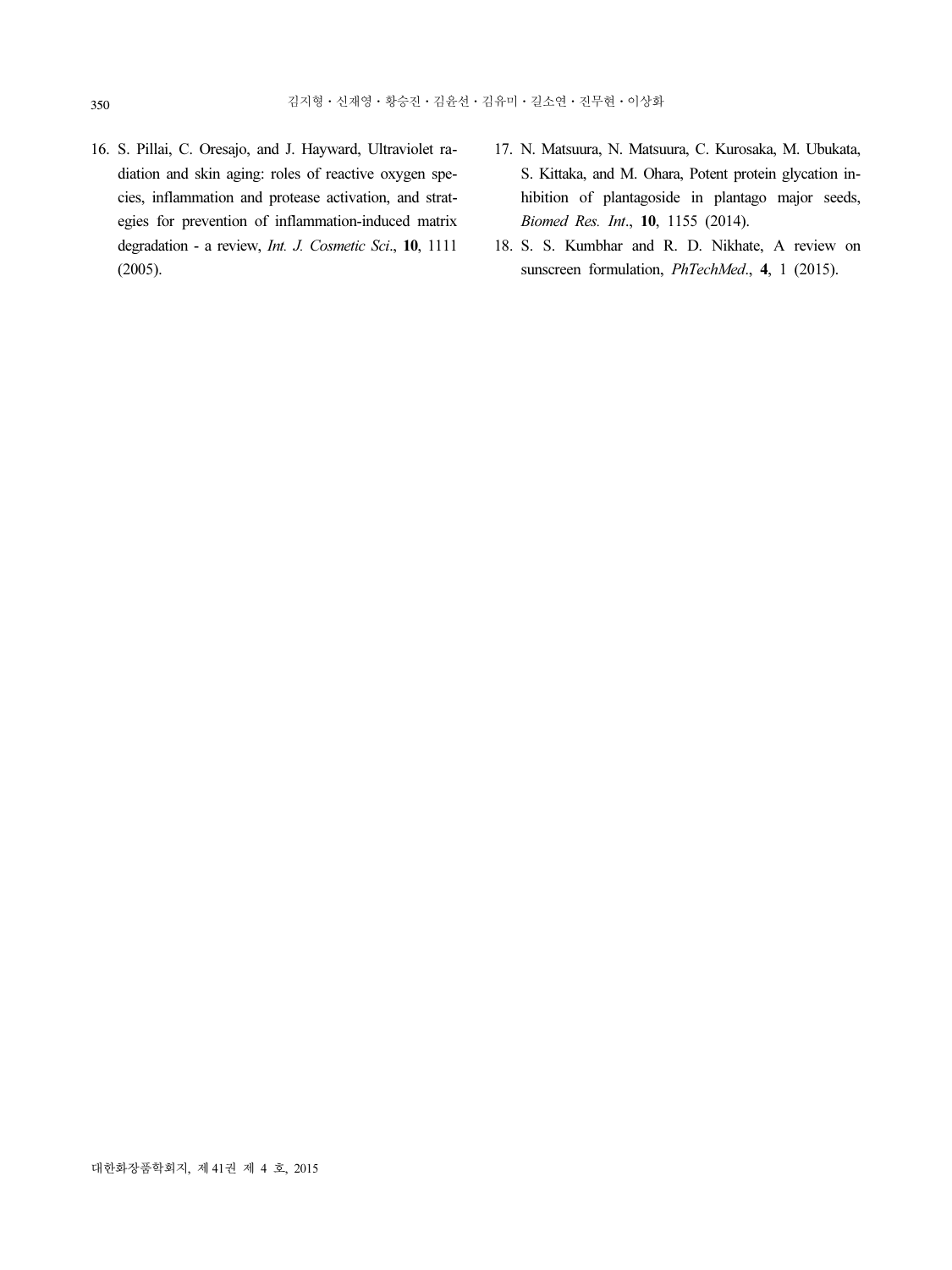16. S. Pillai, C. Oresajo, and J. Hayward, Ultraviolet radiation and skin aging: roles of reactive oxygen species, inflammation and protease activation, and strategies for prevention of inflammation-induced matrix degradation - a review, *Int. J. Cosmetic Sci*., **10**, 1111 (2005).
17. N. Matsuura, N. Matsuura, C. Kurosaka, M. Ubukata, S. Kittaka, and M. Ohara, Potent protein glycation inhibition of plantagoside in plantago major seeds, *Biomed Res. Int*., **10**, 1155 (2014).
18. S. S. Kumbhar and R. D. Nikhate, A review on sunscreen formulation, *PhTechMed*., **4**, 1 (2015).